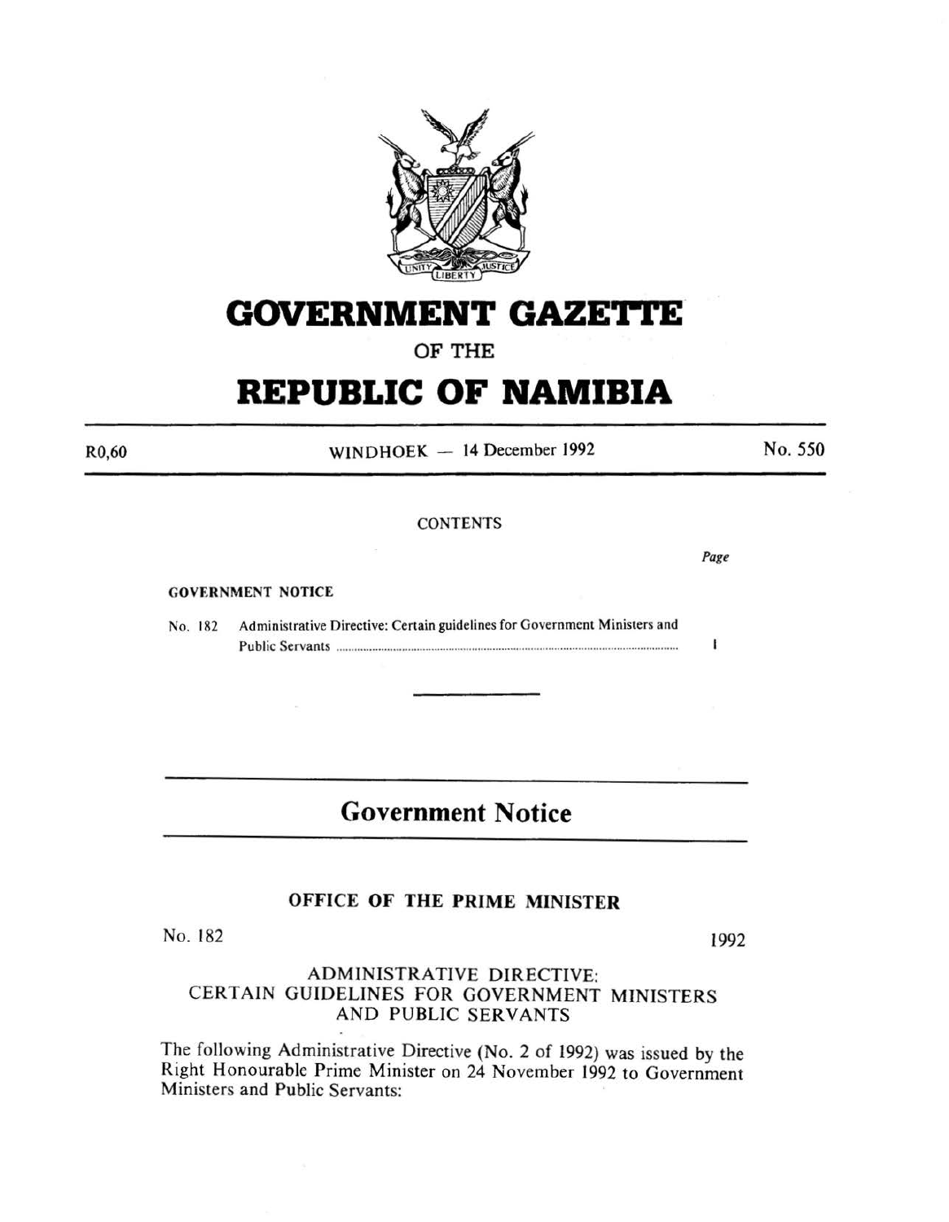# GOVERNMENT GAZETTE

OF THE

# REPUBLIC OF NAMIBIA

R0,60 WINDHOEK — 14 December 1992 No. 550

CONTENTS

| | | Page |
|---|---|---|
| **GOVERNMENT NOTICE** | | |
| No. 182 | Administrative Directive: Certain guidelines for Government Ministers and Public Servants ............ | 1 |

## Government Notice

### OFFICE OF THE PRIME MINISTER

No. 182 1992

### ADMINISTRATIVE DIRECTIVE: CERTAIN GUIDELINES FOR GOVERNMENT MINISTERS AND PUBLIC SERVANTS

The following Administrative Directive (No. 2 of 1992) was issued by the Right Honourable Prime Minister on 24 November 1992 to Government Ministers and Public Servants: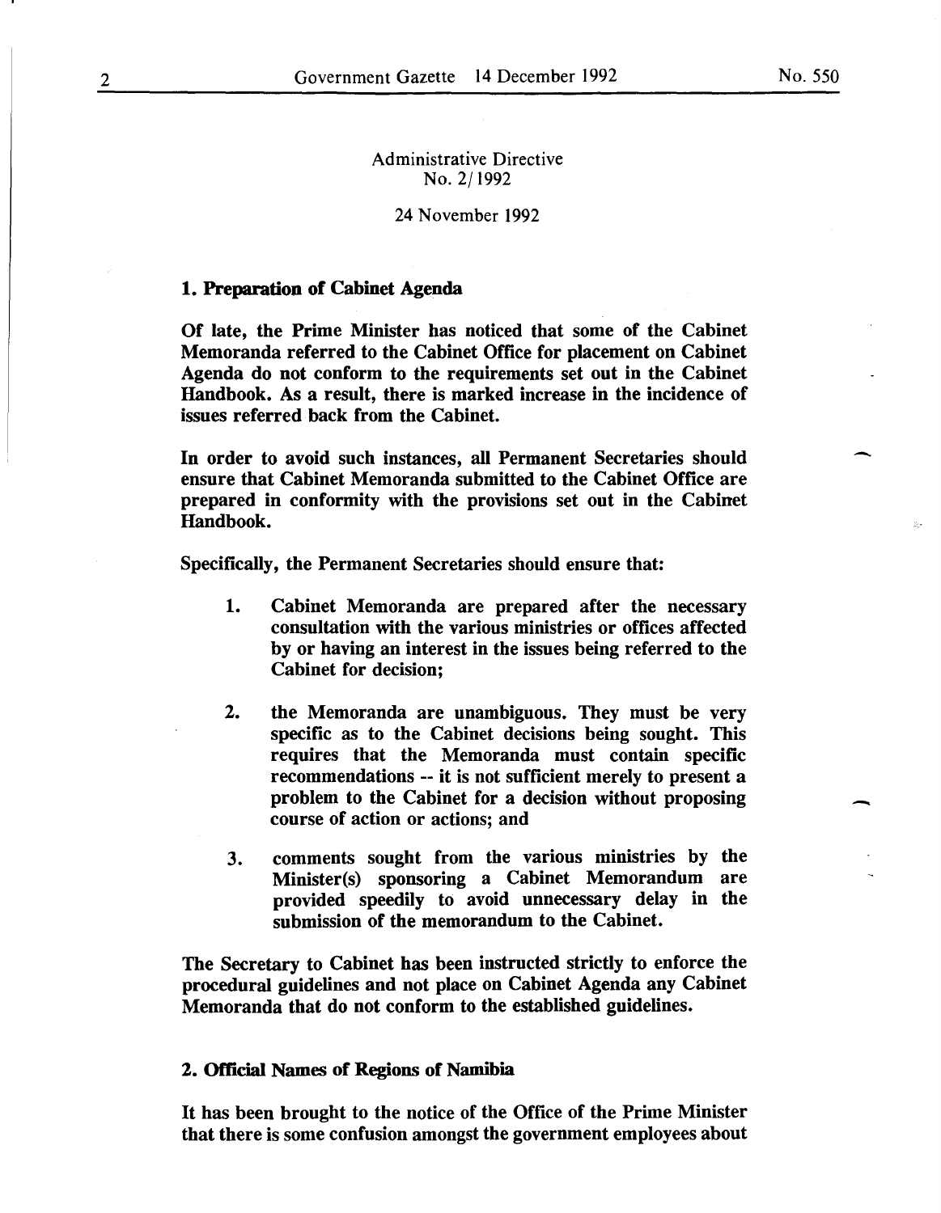Administrative Directive
No. 2/1992

24 November 1992

## 1. Preparation of Cabinet Agenda

**Of late, the Prime Minister has noticed that some of the Cabinet Memoranda referred to the Cabinet Office for placement on Cabinet Agenda do not conform to the requirements set out in the Cabinet Handbook. As a result, there is marked increase in the incidence of issues referred back from the Cabinet.**

**In order to avoid such instances, all Permanent Secretaries should ensure that Cabinet Memoranda submitted to the Cabinet Office are prepared in conformity with the provisions set out in the Cabinet Handbook.**

**Specifically, the Permanent Secretaries should ensure that:**

1. **Cabinet Memoranda are prepared after the necessary consultation with the various ministries or offices affected by or having an interest in the issues being referred to the Cabinet for decision;**

2. **the Memoranda are unambiguous. They must be very specific as to the Cabinet decisions being sought. This requires that the Memoranda must contain specific recommendations -- it is not sufficient merely to present a problem to the Cabinet for a decision without proposing course of action or actions; and**

3. **comments sought from the various ministries by the Minister(s) sponsoring a Cabinet Memorandum are provided speedily to avoid unnecessary delay in the submission of the memorandum to the Cabinet.**

**The Secretary to Cabinet has been instructed strictly to enforce the procedural guidelines and not place on Cabinet Agenda any Cabinet Memoranda that do not conform to the established guidelines.**

## 2. Official Names of Regions of Namibia

**It has been brought to the notice of the Office of the Prime Minister that there is some confusion amongst the government employees about**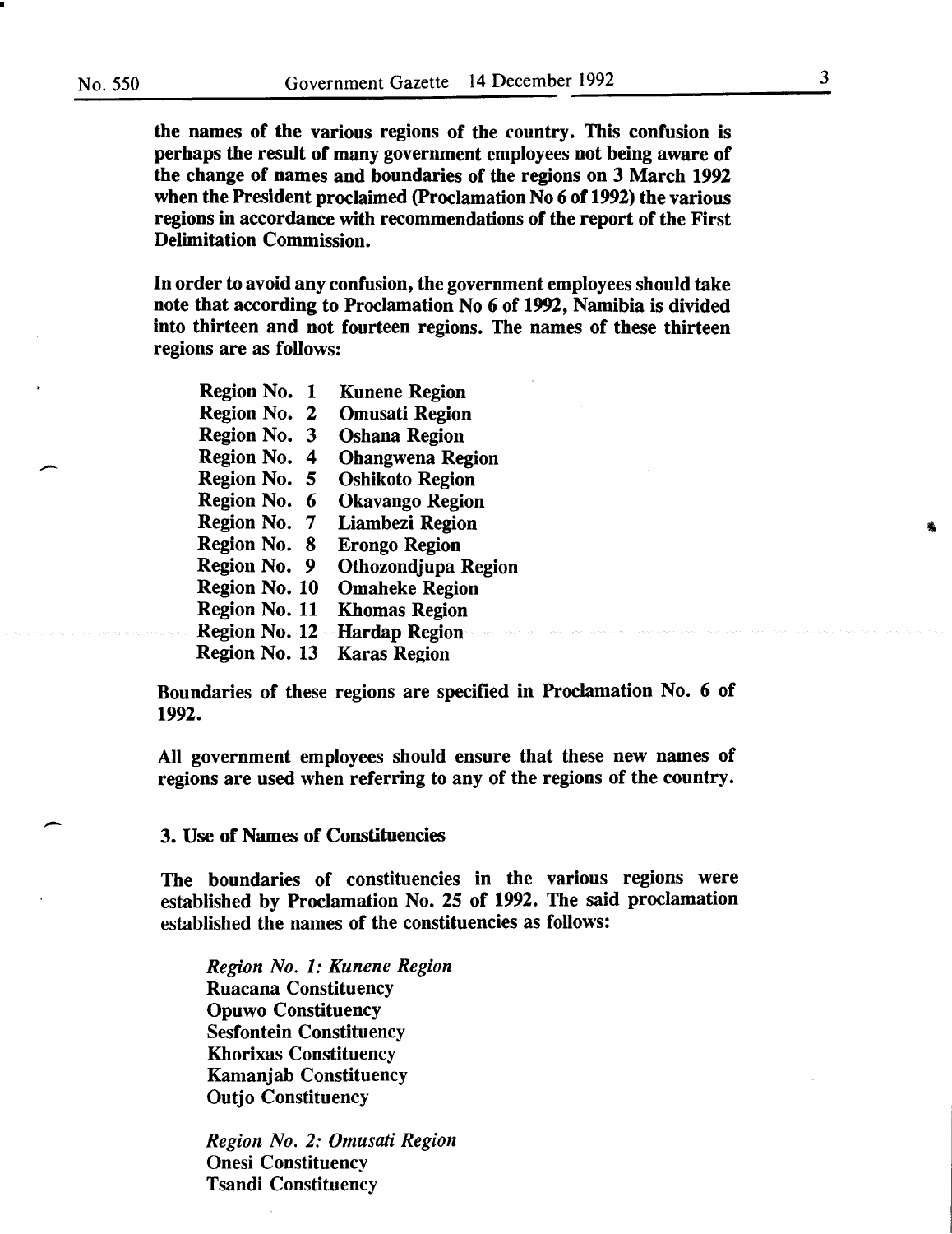the names of the various regions of the country. This confusion is perhaps the result of many government employees not being aware of the change of names and boundaries of the regions on 3 March 1992 when the President proclaimed (Proclamation No 6 of 1992) the various regions in accordance with recommendations of the report of the First Delimitation Commission.

In order to avoid any confusion, the government employees should take note that according to Proclamation No 6 of 1992, Namibia is divided into thirteen and not fourteen regions. The names of these thirteen regions are as follows:

Region No. 1 Kunene Region
Region No. 2 Omusati Region
Region No. 3 Oshana Region
Region No. 4 Ohangwena Region
Region No. 5 Oshikoto Region
Region No. 6 Okavango Region
Region No. 7 Liambezi Region
Region No. 8 Erongo Region
Region No. 9 Othozondjupa Region
Region No. 10 Omaheke Region
Region No. 11 Khomas Region
Region No. 12 Hardap Region
Region No. 13 Karas Region

Boundaries of these regions are specified in Proclamation No. 6 of 1992.

All government employees should ensure that these new names of regions are used when referring to any of the regions of the country.

### 3. Use of Names of Constituencies

The boundaries of constituencies in the various regions were established by Proclamation No. 25 of 1992. The said proclamation established the names of the constituencies as follows:

*Region No. 1: Kunene Region*
Ruacana Constituency
Opuwo Constituency
Sesfontein Constituency
Khorixas Constituency
Kamanjab Constituency
Outjo Constituency

*Region No. 2: Omusati Region*
Onesi Constituency
Tsandi Constituency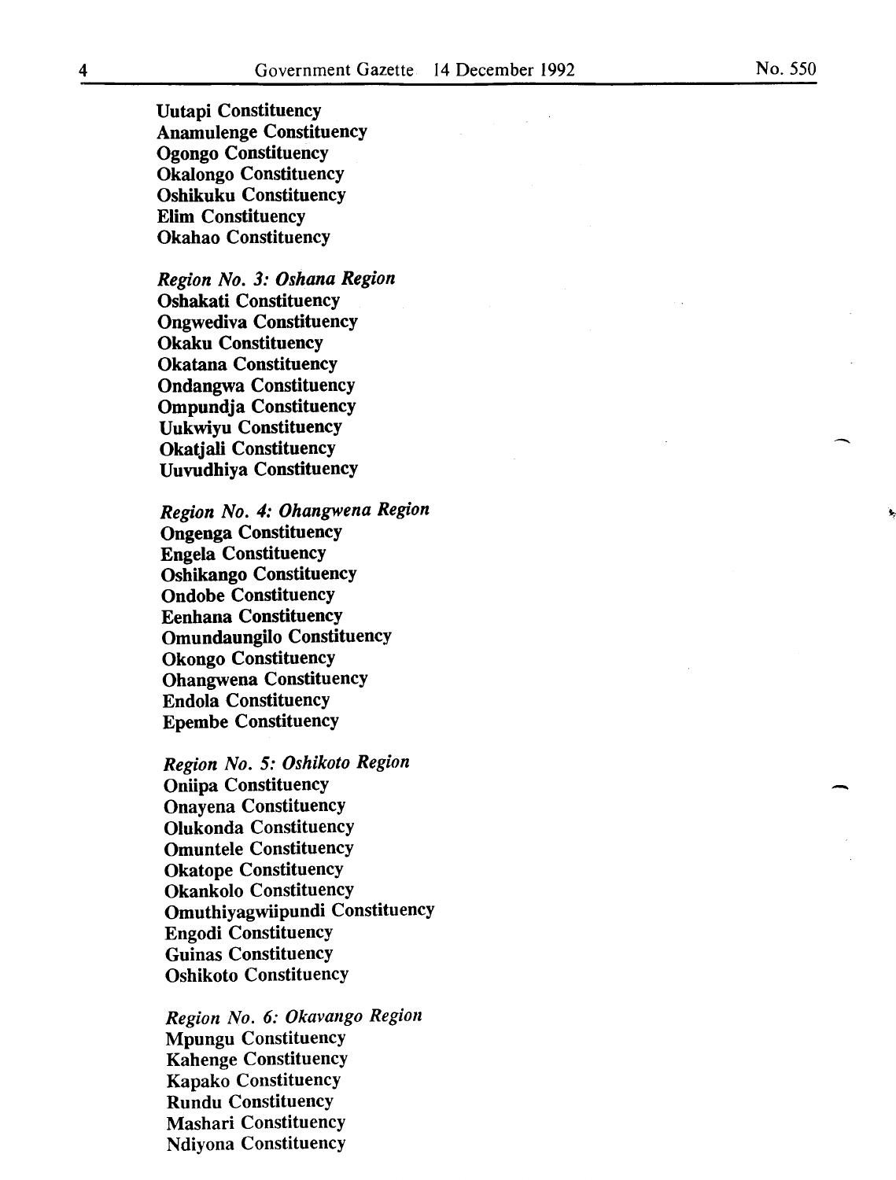**Uutapi Constituency**
**Anamulenge Constituency**
**Ogongo Constituency**
**Okalongo Constituency**
**Oshikuku Constituency**
**Elim Constituency**
**Okahao Constituency**

***Region No. 3: Oshana Region***
**Oshakati Constituency**
**Ongwediva Constituency**
**Okaku Constituency**
**Okatana Constituency**
**Ondangwa Constituency**
**Ompundja Constituency**
**Uukwiyu Constituency**
**Okatjali Constituency**
**Uuvudhiya Constituency**

***Region No. 4: Ohangwena Region***
**Ongenga Constituency**
**Engela Constituency**
**Oshikango Constituency**
**Ondobe Constituency**
**Eenhana Constituency**
**Omundaungilo Constituency**
**Okongo Constituency**
**Ohangwena Constituency**
**Endola Constituency**
**Epembe Constituency**

***Region No. 5: Oshikoto Region***
**Oniipa Constituency**
**Onayena Constituency**
**Olukonda Constituency**
**Omuntele Constituency**
**Okatope Constituency**
**Okankolo Constituency**
**Omuthiyagwiipundi Constituency**
**Engodi Constituency**
**Guinas Constituency**
**Oshikoto Constituency**

***Region No. 6: Okavango Region***
**Mpungu Constituency**
**Kahenge Constituency**
**Kapako Constituency**
**Rundu Constituency**
**Mashari Constituency**
**Ndiyona Constituency**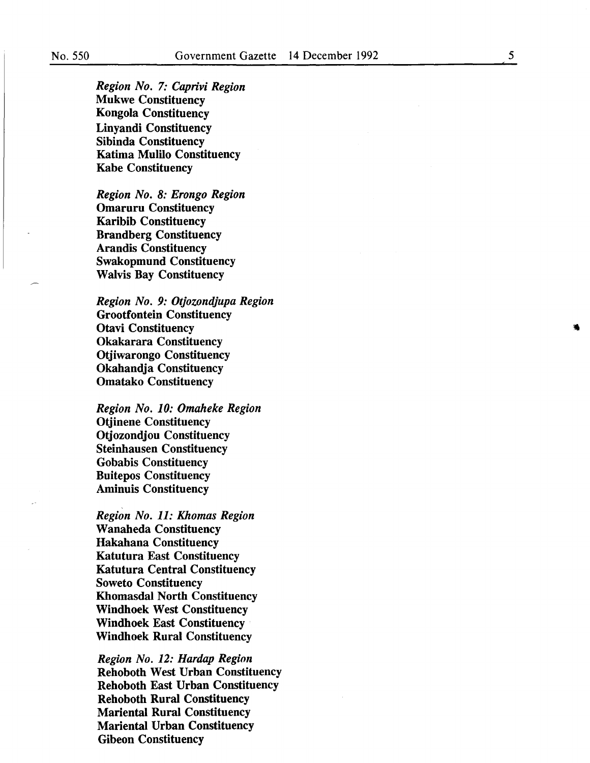*Region No. 7: Caprivi Region*
**Mukwe Constituency**
**Kongola Constituency**
**Linyandi Constituency**
**Sibinda Constituency**
**Katima Mulilo Constituency**
**Kabe Constituency**

*Region No. 8: Erongo Region*
**Omaruru Constituency**
**Karibib Constituency**
**Brandberg Constituency**
**Arandis Constituency**
**Swakopmund Constituency**
**Walvis Bay Constituency**

*Region No. 9: Otjozondjupa Region*
**Grootfontein Constituency**
**Otavi Constituency**
**Okakarara Constituency**
**Otjiwarongo Constituency**
**Okahandja Constituency**
**Omatako Constituency**

*Region No. 10: Omaheke Region*
**Otjinene Constituency**
**Otjozondjou Constituency**
**Steinhausen Constituency**
**Gobabis Constituency**
**Buitepos Constituency**
**Aminuis Constituency**

*Region No. 11: Khomas Region*
**Wanaheda Constituency**
**Hakahana Constituency**
**Katutura East Constituency**
**Katutura Central Constituency**
**Soweto Constituency**
**Khomasdal North Constituency**
**Windhoek West Constituency**
**Windhoek East Constituency**
**Windhoek Rural Constituency**

*Region No. 12: Hardap Region*
**Rehoboth West Urban Constituency**
**Rehoboth East Urban Constituency**
**Rehoboth Rural Constituency**
**Mariental Rural Constituency**
**Mariental Urban Constituency**
**Gibeon Constituency**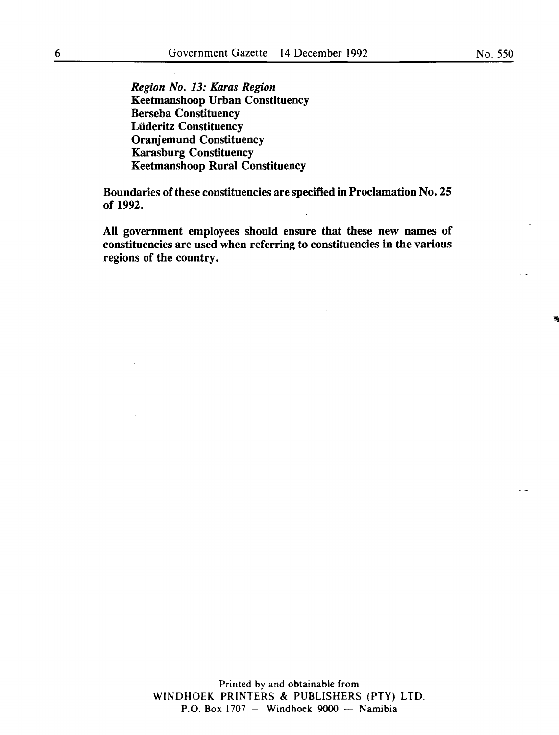*Region No. 13: Karas Region*
**Keetmanshoop Urban Constituency**
**Berseba Constituency**
**Lüderitz Constituency**
**Oranjemund Constituency**
**Karasburg Constituency**
**Keetmanshoop Rural Constituency**

**Boundaries of these constituencies are specified in Proclamation No. 25 of 1992.**

**All government employees should ensure that these new names of constituencies are used when referring to constituencies in the various regions of the country.**

Printed by and obtainable from
WINDHOEK PRINTERS & PUBLISHERS (PTY) LTD.
P.O. Box 1707 — Windhoek 9000 — Namibia